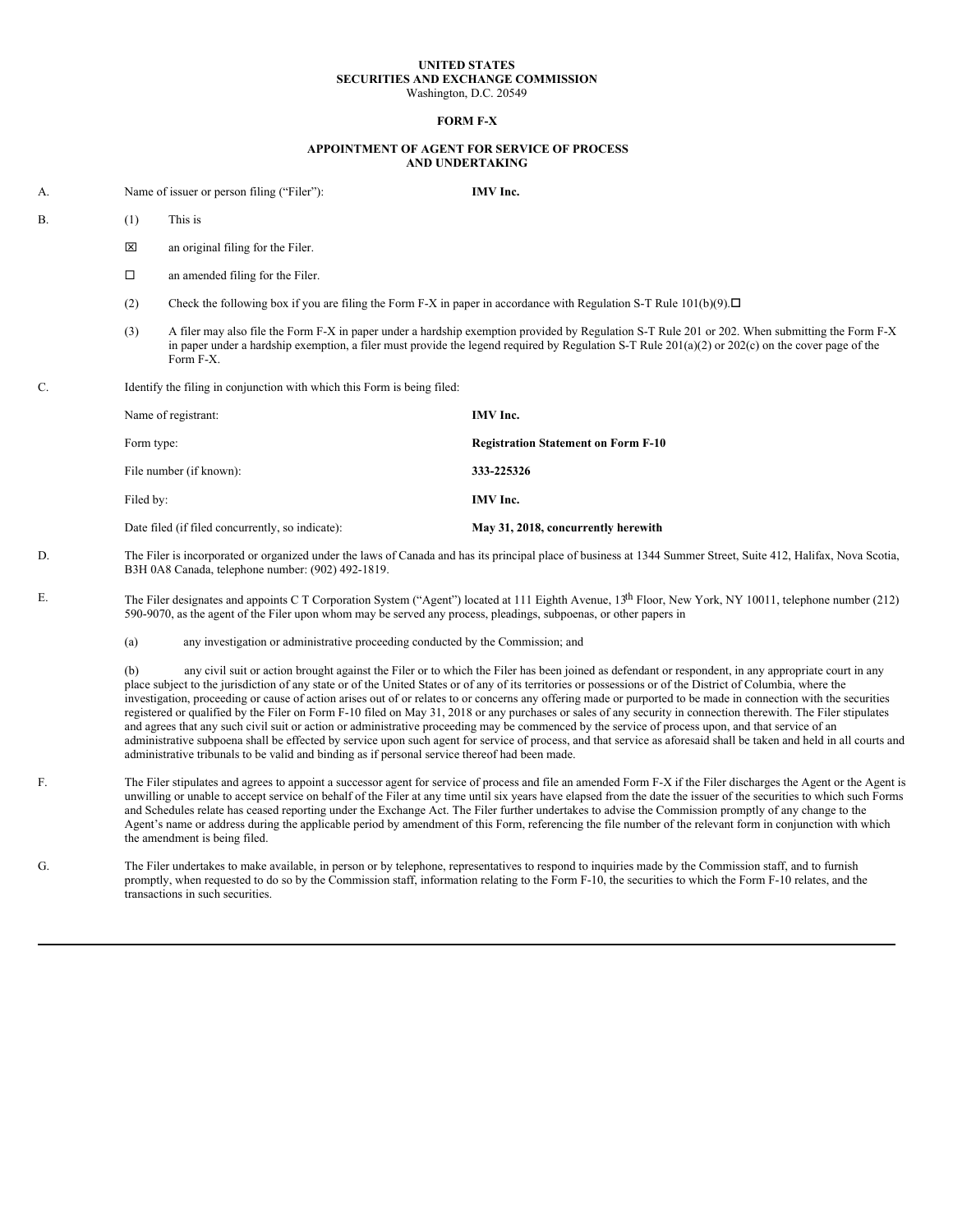**UNITED STATES**
**SECURITIES AND EXCHANGE COMMISSION**
Washington, D.C. 20549

**FORM F-X**

**APPOINTMENT OF AGENT FOR SERVICE OF PROCESS AND UNDERTAKING**

A. Name of issuer or person filing ("Filer"): **IMV Inc.**

B. (1) This is

☒ an original filing for the Filer.

☐ an amended filing for the Filer.

(2) Check the following box if you are filing the Form F-X in paper in accordance with Regulation S-T Rule 101(b)(9).☐

(3) A filer may also file the Form F-X in paper under a hardship exemption provided by Regulation S-T Rule 201 or 202. When submitting the Form F-X in paper under a hardship exemption, a filer must provide the legend required by Regulation S-T Rule 201(a)(2) or 202(c) on the cover page of the Form F-X.

C. Identify the filing in conjunction with which this Form is being filed:

| | |
|---|---|
| Name of registrant: | **IMV Inc.** |
| Form type: | **Registration Statement on Form F-10** |
| File number (if known): | **333-225326** |
| Filed by: | **IMV Inc.** |
| Date filed (if filed concurrently, so indicate): | **May 31, 2018, concurrently herewith** |

D. The Filer is incorporated or organized under the laws of Canada and has its principal place of business at 1344 Summer Street, Suite 412, Halifax, Nova Scotia, B3H 0A8 Canada, telephone number: (902) 492-1819.

E. The Filer designates and appoints C T Corporation System ("Agent") located at 111 Eighth Avenue, 13th Floor, New York, NY 10011, telephone number (212) 590-9070, as the agent of the Filer upon whom may be served any process, pleadings, subpoenas, or other papers in

(a) any investigation or administrative proceeding conducted by the Commission; and

(b) any civil suit or action brought against the Filer or to which the Filer has been joined as defendant or respondent, in any appropriate court in any place subject to the jurisdiction of any state or of the United States or of any of its territories or possessions or of the District of Columbia, where the investigation, proceeding or cause of action arises out of or relates to or concerns any offering made or purported to be made in connection with the securities registered or qualified by the Filer on Form F-10 filed on May 31, 2018 or any purchases or sales of any security in connection therewith. The Filer stipulates and agrees that any such civil suit or action or administrative proceeding may be commenced by the service of process upon, and that service of an administrative subpoena shall be effected by service upon such agent for service of process, and that service as aforesaid shall be taken and held in all courts and administrative tribunals to be valid and binding as if personal service thereof had been made.

F. The Filer stipulates and agrees to appoint a successor agent for service of process and file an amended Form F-X if the Filer discharges the Agent or the Agent is unwilling or unable to accept service on behalf of the Filer at any time until six years have elapsed from the date the issuer of the securities to which such Forms and Schedules relate has ceased reporting under the Exchange Act. The Filer further undertakes to advise the Commission promptly of any change to the Agent's name or address during the applicable period by amendment of this Form, referencing the file number of the relevant form in conjunction with which the amendment is being filed.

G. The Filer undertakes to make available, in person or by telephone, representatives to respond to inquiries made by the Commission staff, and to furnish promptly, when requested to do so by the Commission staff, information relating to the Form F-10, the securities to which the Form F-10 relates, and the transactions in such securities.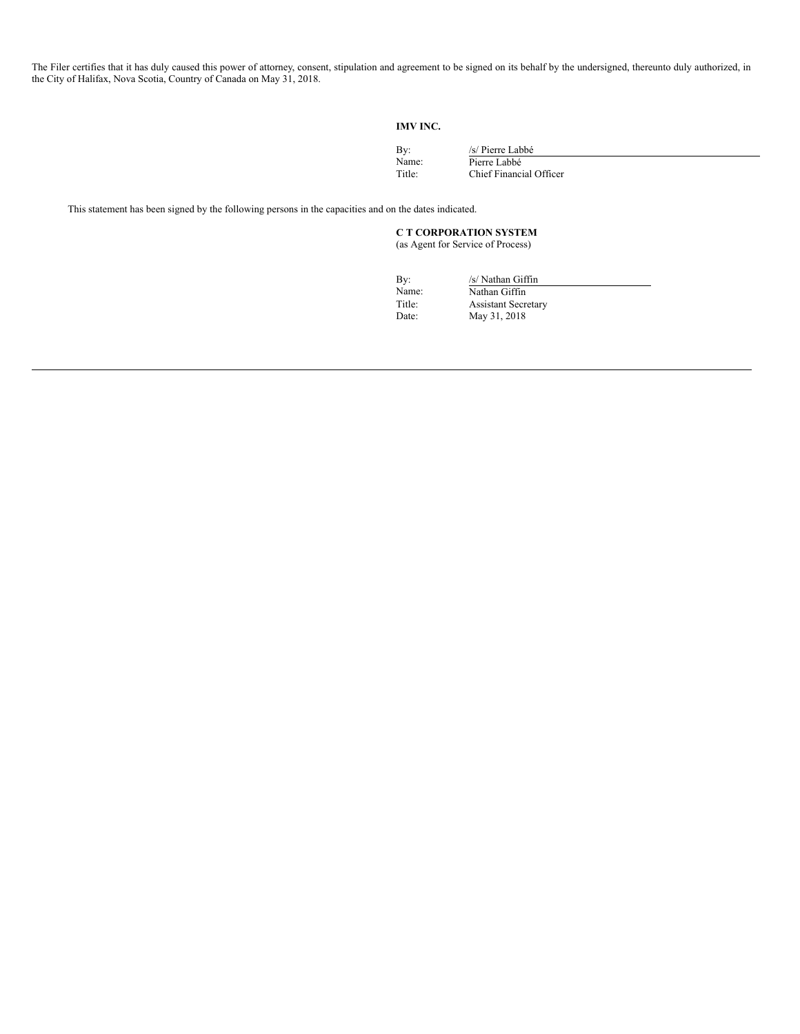The Filer certifies that it has duly caused this power of attorney, consent, stipulation and agreement to be signed on its behalf by the undersigned, thereunto duly authorized, in the City of Halifax, Nova Scotia, Country of Canada on May 31, 2018.

**IMV INC.**

| | |
|---|---|
| By: | /s/ Pierre Labbé |
| Name: | Pierre Labbé |
| Title: | Chief Financial Officer |

This statement has been signed by the following persons in the capacities and on the dates indicated.

**C T CORPORATION SYSTEM**
(as Agent for Service of Process)

| | |
|---|---|
| By: | /s/ Nathan Giffin |
| Name: | Nathan Giffin |
| Title: | Assistant Secretary |
| Date: | May 31, 2018 |